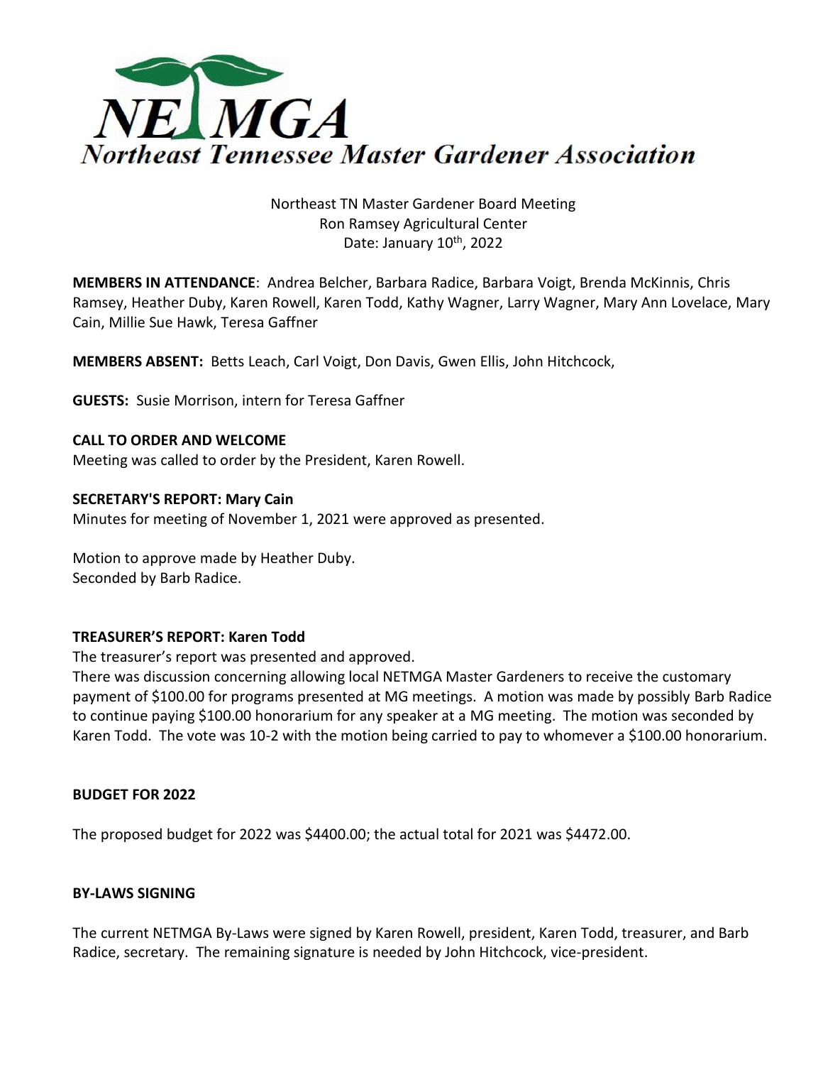# NETMGA

## Northeast Tennessee Master Gardener Association

Northeast TN Master Gardener Board Meeting
Ron Ramsey Agricultural Center
Date: January 10th, 2022

**MEMBERS IN ATTENDANCE**: Andrea Belcher, Barbara Radice, Barbara Voigt, Brenda McKinnis, Chris Ramsey, Heather Duby, Karen Rowell, Karen Todd, Kathy Wagner, Larry Wagner, Mary Ann Lovelace, Mary Cain, Millie Sue Hawk, Teresa Gaffner

**MEMBERS ABSENT:** Betts Leach, Carl Voigt, Don Davis, Gwen Ellis, John Hitchcock,

**GUESTS:** Susie Morrison, intern for Teresa Gaffner

**CALL TO ORDER AND WELCOME**

Meeting was called to order by the President, Karen Rowell.

**SECRETARY'S REPORT: Mary Cain**

Minutes for meeting of November 1, 2021 were approved as presented.

Motion to approve made by Heather Duby.
Seconded by Barb Radice.

**TREASURER'S REPORT: Karen Todd**

The treasurer's report was presented and approved.
There was discussion concerning allowing local NETMGA Master Gardeners to receive the customary payment of $100.00 for programs presented at MG meetings. A motion was made by possibly Barb Radice to continue paying $100.00 honorarium for any speaker at a MG meeting. The motion was seconded by Karen Todd. The vote was 10-2 with the motion being carried to pay to whomever a $100.00 honorarium.

**BUDGET FOR 2022**

The proposed budget for 2022 was $4400.00; the actual total for 2021 was $4472.00.

**BY-LAWS SIGNING**

The current NETMGA By-Laws were signed by Karen Rowell, president, Karen Todd, treasurer, and Barb Radice, secretary. The remaining signature is needed by John Hitchcock, vice-president.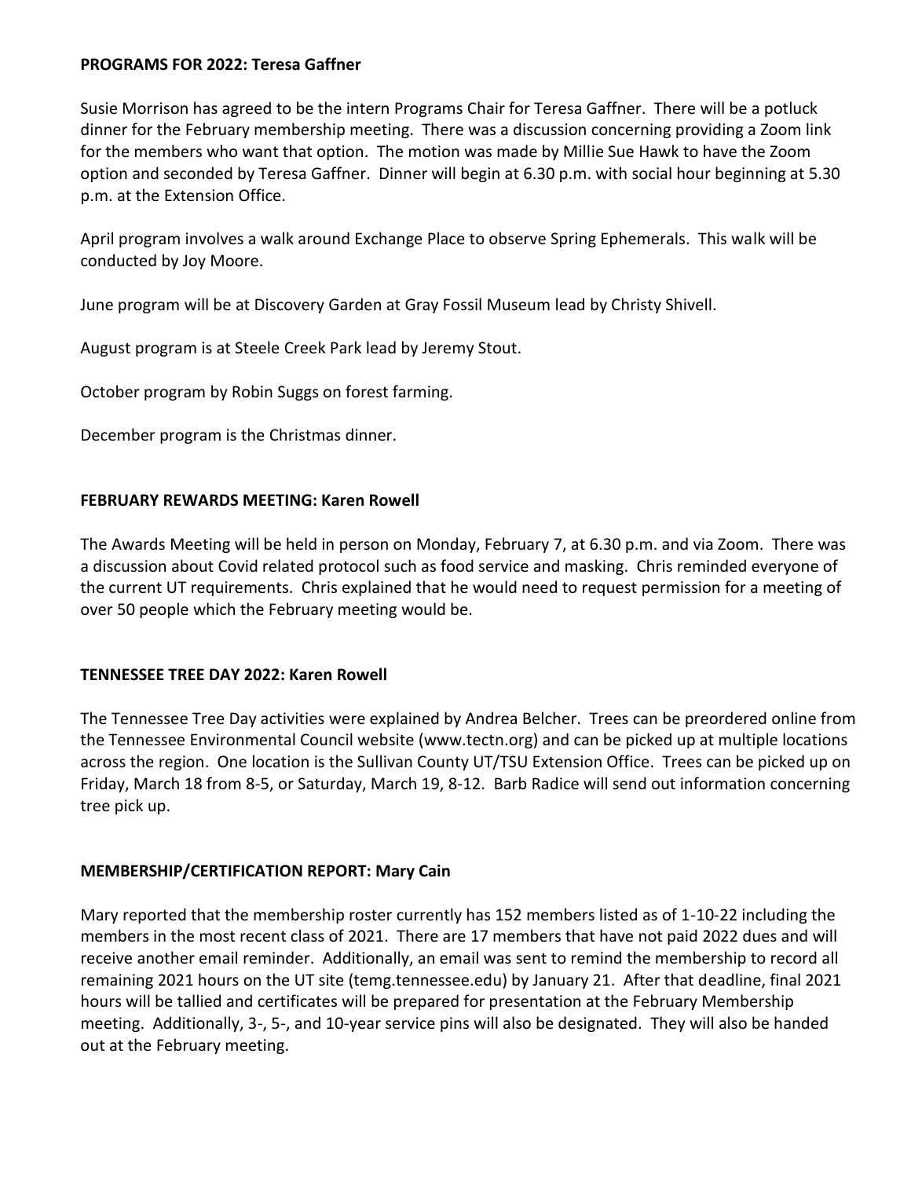**PROGRAMS FOR 2022: Teresa Gaffner**

Susie Morrison has agreed to be the intern Programs Chair for Teresa Gaffner. There will be a potluck dinner for the February membership meeting. There was a discussion concerning providing a Zoom link for the members who want that option. The motion was made by Millie Sue Hawk to have the Zoom option and seconded by Teresa Gaffner. Dinner will begin at 6.30 p.m. with social hour beginning at 5.30 p.m. at the Extension Office.

April program involves a walk around Exchange Place to observe Spring Ephemerals. This walk will be conducted by Joy Moore.

June program will be at Discovery Garden at Gray Fossil Museum lead by Christy Shivell.

August program is at Steele Creek Park lead by Jeremy Stout.

October program by Robin Suggs on forest farming.

December program is the Christmas dinner.

**FEBRUARY REWARDS MEETING: Karen Rowell**

The Awards Meeting will be held in person on Monday, February 7, at 6.30 p.m. and via Zoom. There was a discussion about Covid related protocol such as food service and masking. Chris reminded everyone of the current UT requirements. Chris explained that he would need to request permission for a meeting of over 50 people which the February meeting would be.

**TENNESSEE TREE DAY 2022: Karen Rowell**

The Tennessee Tree Day activities were explained by Andrea Belcher. Trees can be preordered online from the Tennessee Environmental Council website (www.tectn.org) and can be picked up at multiple locations across the region. One location is the Sullivan County UT/TSU Extension Office. Trees can be picked up on Friday, March 18 from 8-5, or Saturday, March 19, 8-12. Barb Radice will send out information concerning tree pick up.

**MEMBERSHIP/CERTIFICATION REPORT: Mary Cain**

Mary reported that the membership roster currently has 152 members listed as of 1-10-22 including the members in the most recent class of 2021. There are 17 members that have not paid 2022 dues and will receive another email reminder. Additionally, an email was sent to remind the membership to record all remaining 2021 hours on the UT site (temg.tennessee.edu) by January 21. After that deadline, final 2021 hours will be tallied and certificates will be prepared for presentation at the February Membership meeting. Additionally, 3-, 5-, and 10-year service pins will also be designated. They will also be handed out at the February meeting.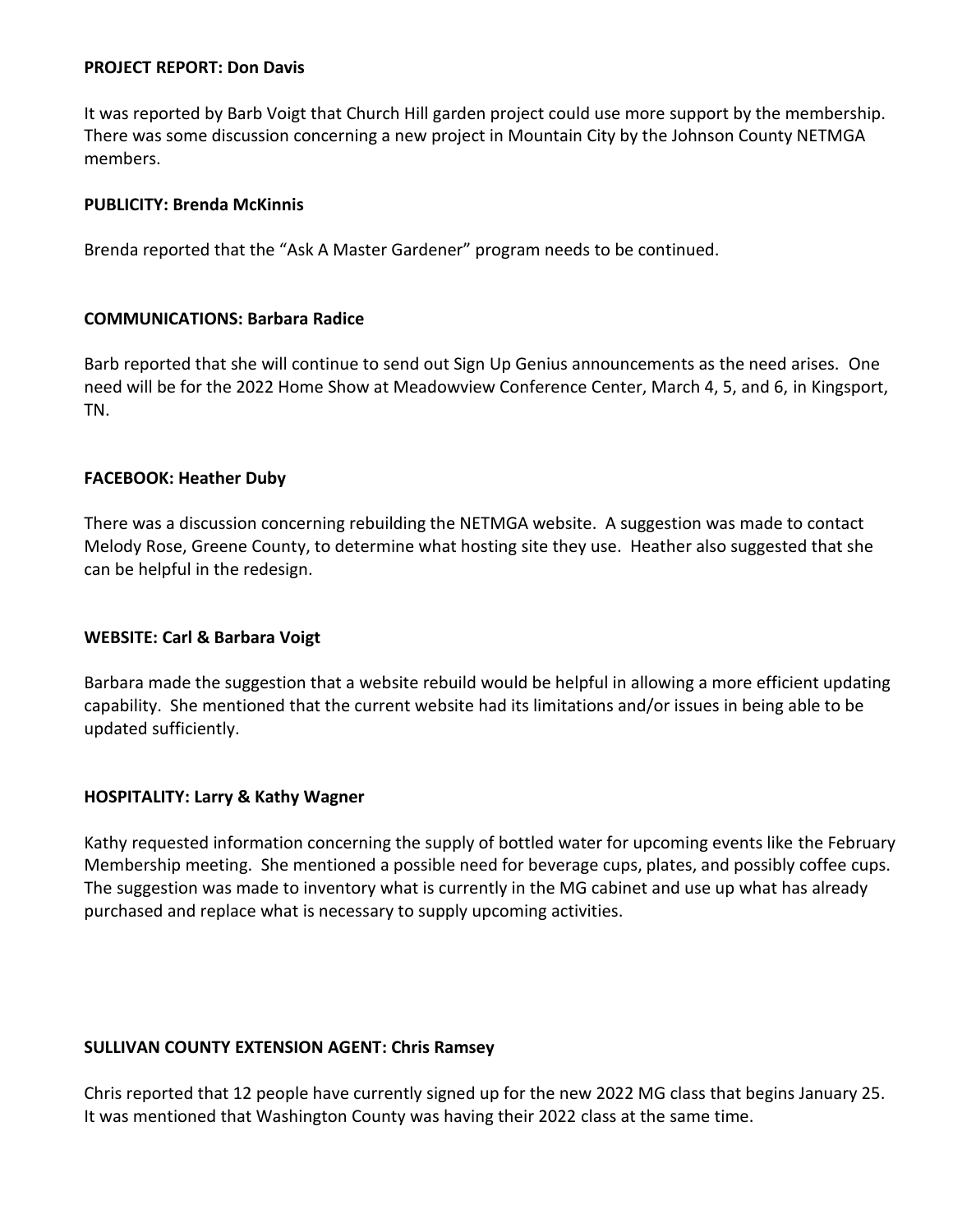**PROJECT REPORT: Don Davis**

It was reported by Barb Voigt that Church Hill garden project could use more support by the membership. There was some discussion concerning a new project in Mountain City by the Johnson County NETMGA members.

**PUBLICITY: Brenda McKinnis**

Brenda reported that the "Ask A Master Gardener" program needs to be continued.

**COMMUNICATIONS: Barbara Radice**

Barb reported that she will continue to send out Sign Up Genius announcements as the need arises. One need will be for the 2022 Home Show at Meadowview Conference Center, March 4, 5, and 6, in Kingsport, TN.

**FACEBOOK: Heather Duby**

There was a discussion concerning rebuilding the NETMGA website. A suggestion was made to contact Melody Rose, Greene County, to determine what hosting site they use. Heather also suggested that she can be helpful in the redesign.

**WEBSITE: Carl & Barbara Voigt**

Barbara made the suggestion that a website rebuild would be helpful in allowing a more efficient updating capability. She mentioned that the current website had its limitations and/or issues in being able to be updated sufficiently.

**HOSPITALITY: Larry & Kathy Wagner**

Kathy requested information concerning the supply of bottled water for upcoming events like the February Membership meeting. She mentioned a possible need for beverage cups, plates, and possibly coffee cups. The suggestion was made to inventory what is currently in the MG cabinet and use up what has already purchased and replace what is necessary to supply upcoming activities.

**SULLIVAN COUNTY EXTENSION AGENT: Chris Ramsey**

Chris reported that 12 people have currently signed up for the new 2022 MG class that begins January 25. It was mentioned that Washington County was having their 2022 class at the same time.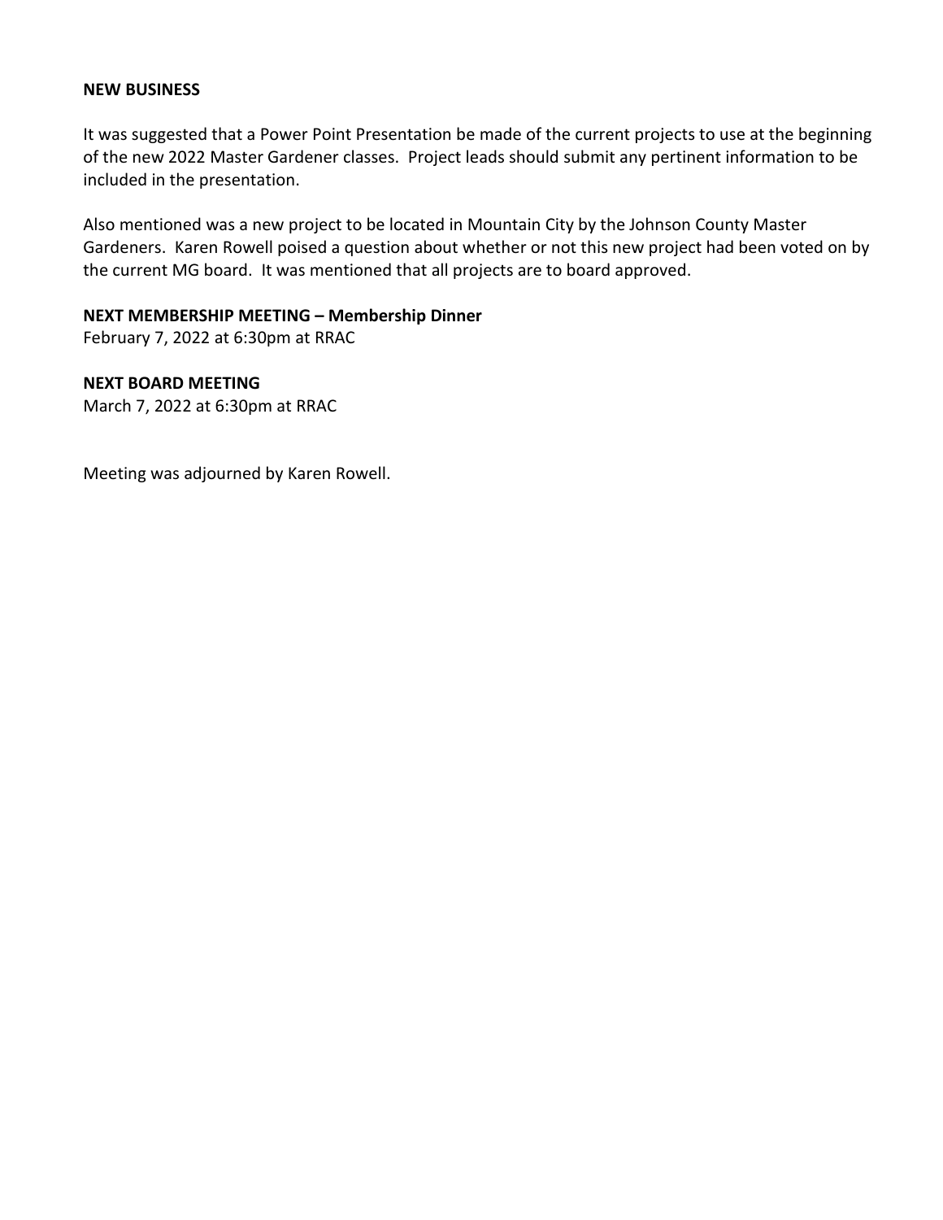**NEW BUSINESS**

It was suggested that a Power Point Presentation be made of the current projects to use at the beginning of the new 2022 Master Gardener classes. Project leads should submit any pertinent information to be included in the presentation.

Also mentioned was a new project to be located in Mountain City by the Johnson County Master Gardeners. Karen Rowell poised a question about whether or not this new project had been voted on by the current MG board. It was mentioned that all projects are to board approved.

**NEXT MEMBERSHIP MEETING – Membership Dinner**
February 7, 2022 at 6:30pm at RRAC

**NEXT BOARD MEETING**
March 7, 2022 at 6:30pm at RRAC

Meeting was adjourned by Karen Rowell.